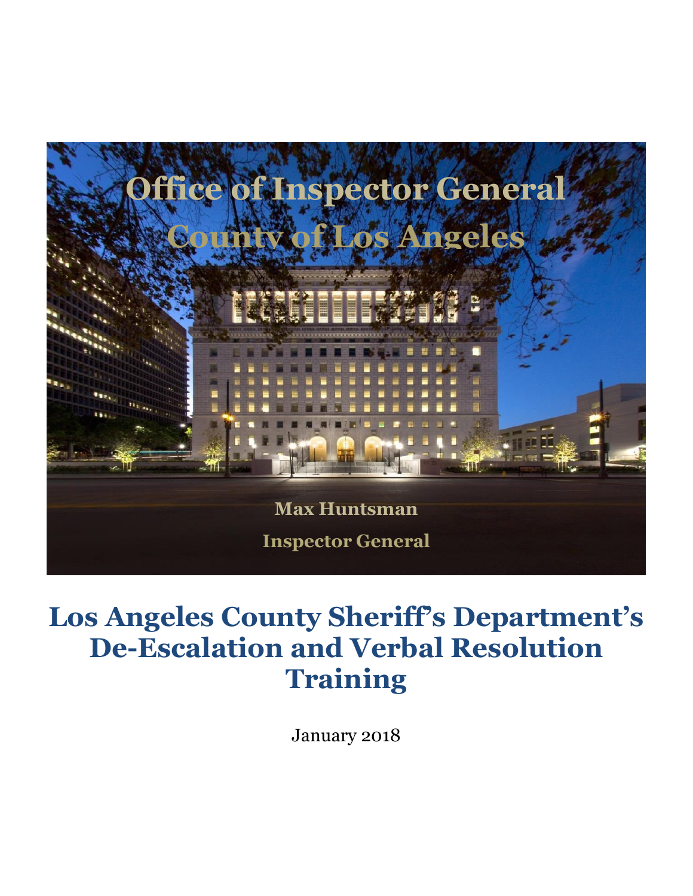# Office of Inspector General
# County of Los Angeles

**Max Huntsman**

**Inspector General**

# Los Angeles County Sheriff's Department's De-Escalation and Verbal Resolution Training

January 2018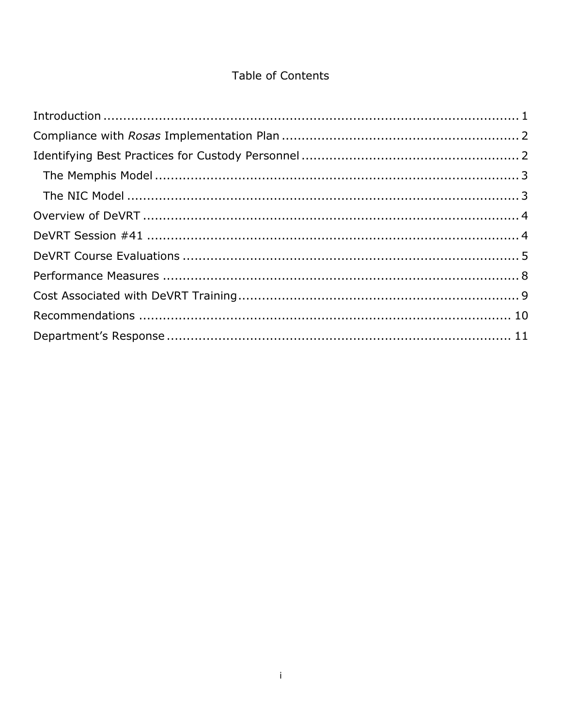# Table of Contents

- Introduction ........................................................................................................ 1
- Compliance with *Rosas* Implementation Plan ........................................................ 2
- Identifying Best Practices for Custody Personnel ................................................... 2
  - The Memphis Model ......................................................................................... 3
  - The NIC Model ................................................................................................. 3
- Overview of DeVRT ................................................................................................ 4
- DeVRT Session #41 ............................................................................................... 4
- DeVRT Course Evaluations ..................................................................................... 5
- Performance Measures ........................................................................................... 8
- Cost Associated with DeVRT Training....................................................................... 9
- Recommendations ................................................................................................ 10
- Department's Response ........................................................................................ 11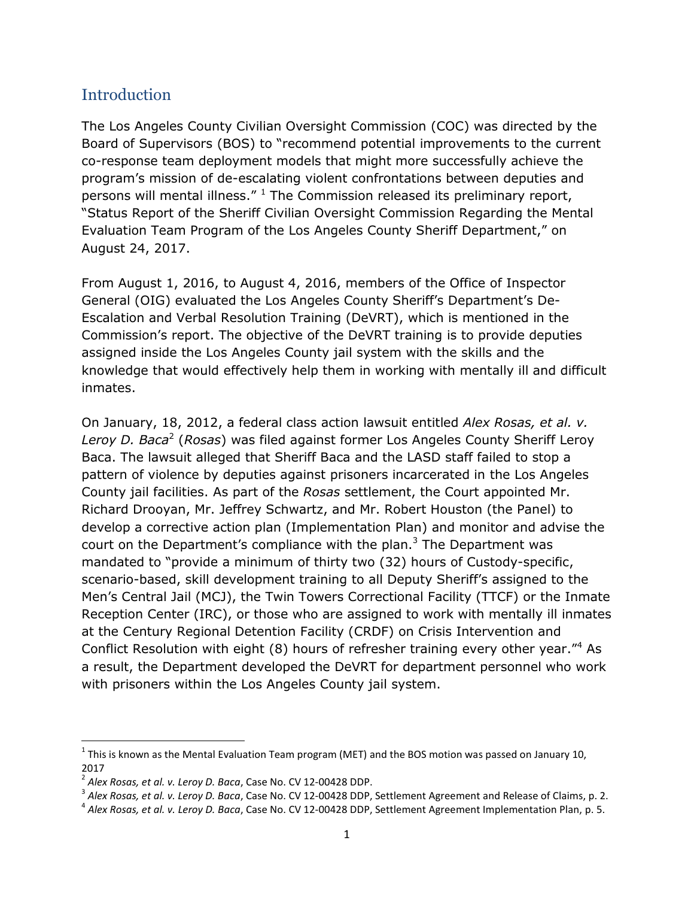## Introduction

The Los Angeles County Civilian Oversight Commission (COC) was directed by the Board of Supervisors (BOS) to "recommend potential improvements to the current co-response team deployment models that might more successfully achieve the program's mission of de-escalating violent confrontations between deputies and persons will mental illness." [1] The Commission released its preliminary report, "Status Report of the Sheriff Civilian Oversight Commission Regarding the Mental Evaluation Team Program of the Los Angeles County Sheriff Department," on August 24, 2017.

From August 1, 2016, to August 4, 2016, members of the Office of Inspector General (OIG) evaluated the Los Angeles County Sheriff's Department's De-Escalation and Verbal Resolution Training (DeVRT), which is mentioned in the Commission's report. The objective of the DeVRT training is to provide deputies assigned inside the Los Angeles County jail system with the skills and the knowledge that would effectively help them in working with mentally ill and difficult inmates.

On January, 18, 2012, a federal class action lawsuit entitled *Alex Rosas, et al. v. Leroy D. Baca*[2] (*Rosas*) was filed against former Los Angeles County Sheriff Leroy Baca. The lawsuit alleged that Sheriff Baca and the LASD staff failed to stop a pattern of violence by deputies against prisoners incarcerated in the Los Angeles County jail facilities. As part of the *Rosas* settlement, the Court appointed Mr. Richard Drooyan, Mr. Jeffrey Schwartz, and Mr. Robert Houston (the Panel) to develop a corrective action plan (Implementation Plan) and monitor and advise the court on the Department's compliance with the plan.[3] The Department was mandated to "provide a minimum of thirty two (32) hours of Custody-specific, scenario-based, skill development training to all Deputy Sheriff's assigned to the Men's Central Jail (MCJ), the Twin Towers Correctional Facility (TTCF) or the Inmate Reception Center (IRC), or those who are assigned to work with mentally ill inmates at the Century Regional Detention Facility (CRDF) on Crisis Intervention and Conflict Resolution with eight (8) hours of refresher training every other year."[4] As a result, the Department developed the DeVRT for department personnel who work with prisoners within the Los Angeles County jail system.

---

[1] This is known as the Mental Evaluation Team program (MET) and the BOS motion was passed on January 10, 2017

[2] *Alex Rosas, et al. v. Leroy D. Baca*, Case No. CV 12-00428 DDP.

[3] *Alex Rosas, et al. v. Leroy D. Baca*, Case No. CV 12-00428 DDP, Settlement Agreement and Release of Claims, p. 2.

[4] *Alex Rosas, et al. v. Leroy D. Baca*, Case No. CV 12-00428 DDP, Settlement Agreement Implementation Plan, p. 5.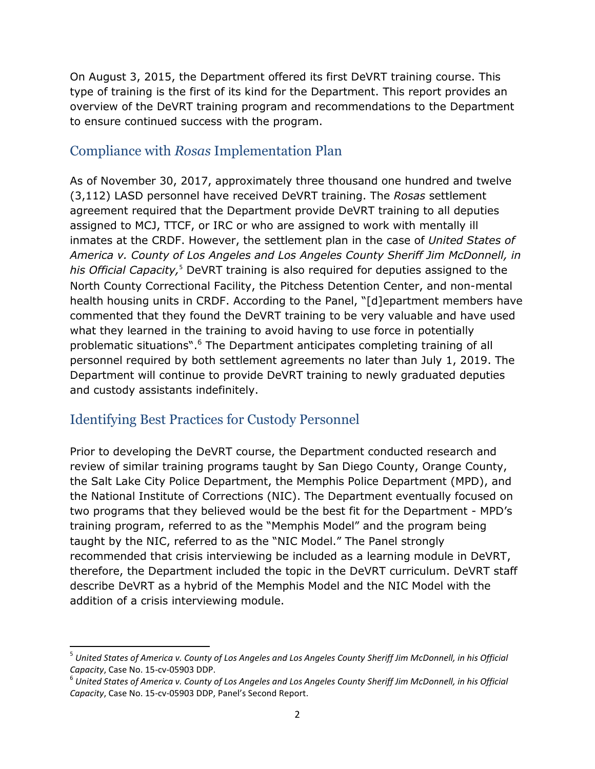On August 3, 2015, the Department offered its first DeVRT training course. This type of training is the first of its kind for the Department. This report provides an overview of the DeVRT training program and recommendations to the Department to ensure continued success with the program.

## Compliance with *Rosas* Implementation Plan

As of November 30, 2017, approximately three thousand one hundred and twelve (3,112) LASD personnel have received DeVRT training. The *Rosas* settlement agreement required that the Department provide DeVRT training to all deputies assigned to MCJ, TTCF, or IRC or who are assigned to work with mentally ill inmates at the CRDF. However, the settlement plan in the case of *United States of America v. County of Los Angeles and Los Angeles County Sheriff Jim McDonnell, in his Official Capacity,*[5] DeVRT training is also required for deputies assigned to the North County Correctional Facility, the Pitchess Detention Center, and non-mental health housing units in CRDF. According to the Panel, "[d]epartment members have commented that they found the DeVRT training to be very valuable and have used what they learned in the training to avoid having to use force in potentially problematic situations".[6] The Department anticipates completing training of all personnel required by both settlement agreements no later than July 1, 2019. The Department will continue to provide DeVRT training to newly graduated deputies and custody assistants indefinitely.

## Identifying Best Practices for Custody Personnel

Prior to developing the DeVRT course, the Department conducted research and review of similar training programs taught by San Diego County, Orange County, the Salt Lake City Police Department, the Memphis Police Department (MPD), and the National Institute of Corrections (NIC). The Department eventually focused on two programs that they believed would be the best fit for the Department - MPD's training program, referred to as the "Memphis Model" and the program being taught by the NIC, referred to as the "NIC Model." The Panel strongly recommended that crisis interviewing be included as a learning module in DeVRT, therefore, the Department included the topic in the DeVRT curriculum. DeVRT staff describe DeVRT as a hybrid of the Memphis Model and the NIC Model with the addition of a crisis interviewing module.

---

[5] *United States of America v. County of Los Angeles and Los Angeles County Sheriff Jim McDonnell, in his Official Capacity*, Case No. 15-cv-05903 DDP.

[6] *United States of America v. County of Los Angeles and Los Angeles County Sheriff Jim McDonnell, in his Official Capacity*, Case No. 15-cv-05903 DDP, Panel's Second Report.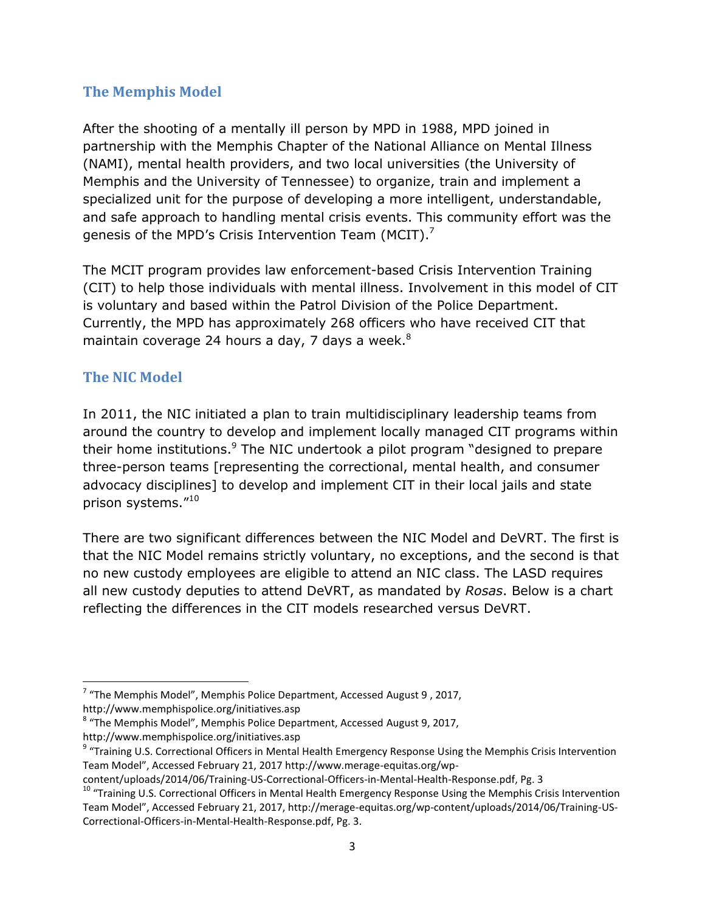## The Memphis Model

After the shooting of a mentally ill person by MPD in 1988, MPD joined in partnership with the Memphis Chapter of the National Alliance on Mental Illness (NAMI), mental health providers, and two local universities (the University of Memphis and the University of Tennessee) to organize, train and implement a specialized unit for the purpose of developing a more intelligent, understandable, and safe approach to handling mental crisis events. This community effort was the genesis of the MPD's Crisis Intervention Team (MCIT).[7]

The MCIT program provides law enforcement-based Crisis Intervention Training (CIT) to help those individuals with mental illness. Involvement in this model of CIT is voluntary and based within the Patrol Division of the Police Department. Currently, the MPD has approximately 268 officers who have received CIT that maintain coverage 24 hours a day, 7 days a week.[8]

## The NIC Model

In 2011, the NIC initiated a plan to train multidisciplinary leadership teams from around the country to develop and implement locally managed CIT programs within their home institutions.[9] The NIC undertook a pilot program "designed to prepare three-person teams [representing the correctional, mental health, and consumer advocacy disciplines] to develop and implement CIT in their local jails and state prison systems."[10]

There are two significant differences between the NIC Model and DeVRT. The first is that the NIC Model remains strictly voluntary, no exceptions, and the second is that no new custody employees are eligible to attend an NIC class. The LASD requires all new custody deputies to attend DeVRT, as mandated by *Rosas*. Below is a chart reflecting the differences in the CIT models researched versus DeVRT.

---

[7] "The Memphis Model", Memphis Police Department, Accessed August 9 , 2017, http://www.memphispolice.org/initiatives.asp

[8] "The Memphis Model", Memphis Police Department, Accessed August 9, 2017, http://www.memphispolice.org/initiatives.asp

[9] "Training U.S. Correctional Officers in Mental Health Emergency Response Using the Memphis Crisis Intervention Team Model", Accessed February 21, 2017 http://www.merage-equitas.org/wp-content/uploads/2014/06/Training-US-Correctional-Officers-in-Mental-Health-Response.pdf, Pg. 3

[10] "Training U.S. Correctional Officers in Mental Health Emergency Response Using the Memphis Crisis Intervention Team Model", Accessed February 21, 2017, http://merage-equitas.org/wp-content/uploads/2014/06/Training-US-Correctional-Officers-in-Mental-Health-Response.pdf, Pg. 3.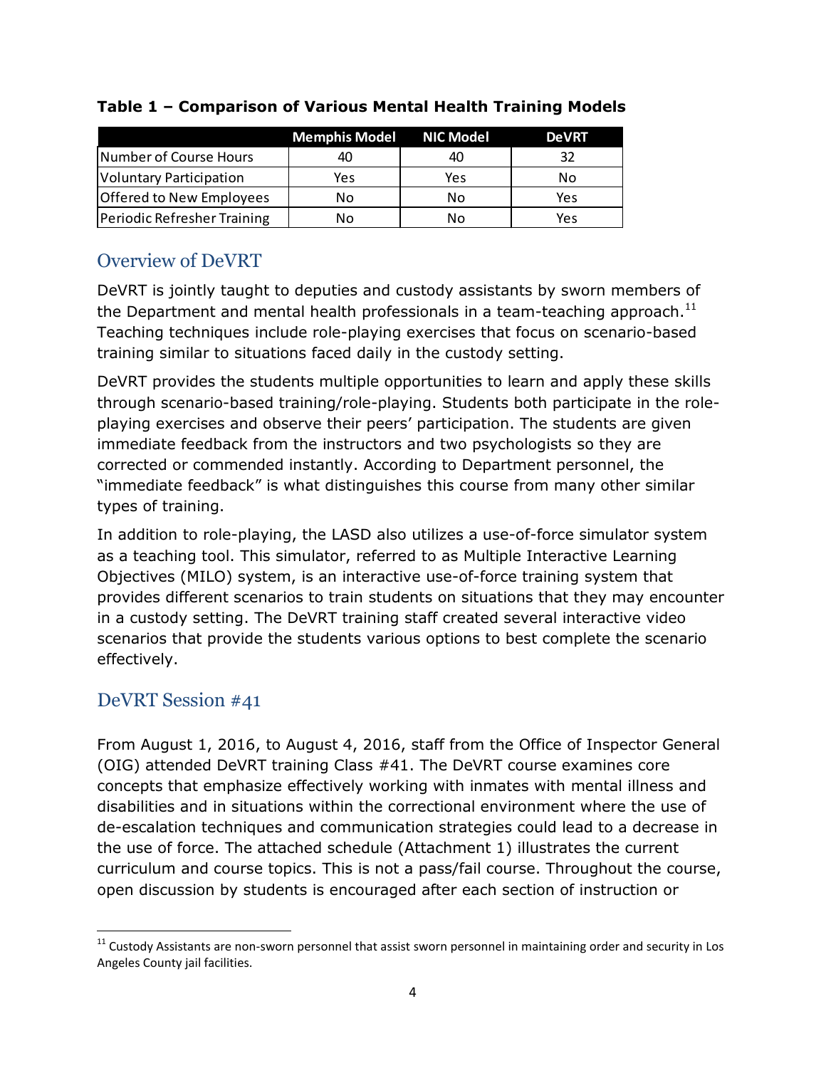**Table 1 – Comparison of Various Mental Health Training Models**

| | Memphis Model | NIC Model | DeVRT |
|---|---|---|---|
| Number of Course Hours | 40 | 40 | 32 |
| Voluntary Participation | Yes | Yes | No |
| Offered to New Employees | No | No | Yes |
| Periodic Refresher Training | No | No | Yes |

## Overview of DeVRT

DeVRT is jointly taught to deputies and custody assistants by sworn members of the Department and mental health professionals in a team-teaching approach.[11] Teaching techniques include role-playing exercises that focus on scenario-based training similar to situations faced daily in the custody setting.

DeVRT provides the students multiple opportunities to learn and apply these skills through scenario-based training/role-playing. Students both participate in the role-playing exercises and observe their peers' participation. The students are given immediate feedback from the instructors and two psychologists so they are corrected or commended instantly. According to Department personnel, the "immediate feedback" is what distinguishes this course from many other similar types of training.

In addition to role-playing, the LASD also utilizes a use-of-force simulator system as a teaching tool. This simulator, referred to as Multiple Interactive Learning Objectives (MILO) system, is an interactive use-of-force training system that provides different scenarios to train students on situations that they may encounter in a custody setting. The DeVRT training staff created several interactive video scenarios that provide the students various options to best complete the scenario effectively.

## DeVRT Session #41

From August 1, 2016, to August 4, 2016, staff from the Office of Inspector General (OIG) attended DeVRT training Class #41. The DeVRT course examines core concepts that emphasize effectively working with inmates with mental illness and disabilities and in situations within the correctional environment where the use of de-escalation techniques and communication strategies could lead to a decrease in the use of force. The attached schedule (Attachment 1) illustrates the current curriculum and course topics. This is not a pass/fail course. Throughout the course, open discussion by students is encouraged after each section of instruction or

[11] Custody Assistants are non-sworn personnel that assist sworn personnel in maintaining order and security in Los Angeles County jail facilities.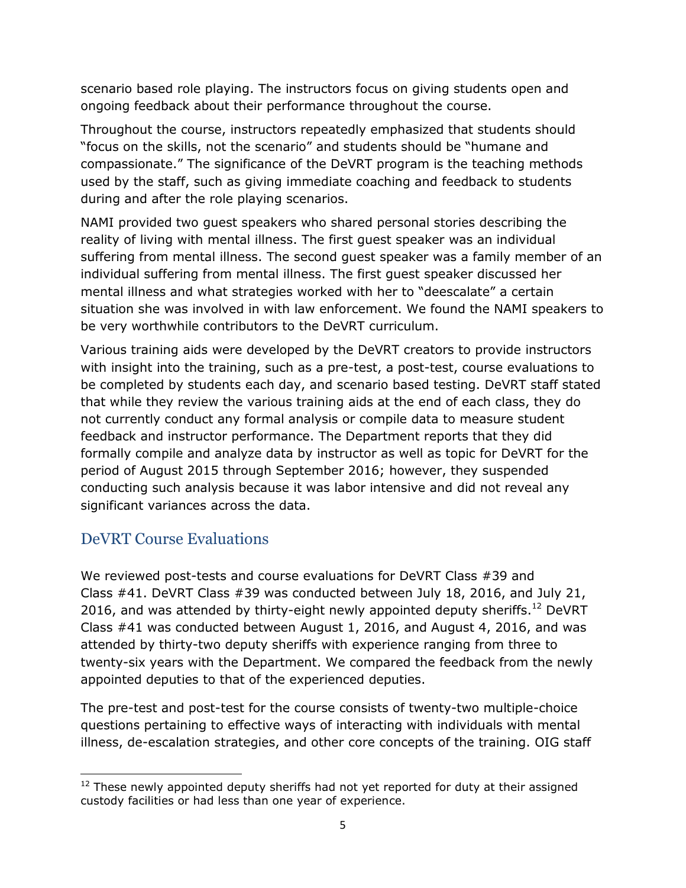scenario based role playing. The instructors focus on giving students open and ongoing feedback about their performance throughout the course.

Throughout the course, instructors repeatedly emphasized that students should "focus on the skills, not the scenario" and students should be "humane and compassionate." The significance of the DeVRT program is the teaching methods used by the staff, such as giving immediate coaching and feedback to students during and after the role playing scenarios.

NAMI provided two guest speakers who shared personal stories describing the reality of living with mental illness. The first guest speaker was an individual suffering from mental illness. The second guest speaker was a family member of an individual suffering from mental illness. The first guest speaker discussed her mental illness and what strategies worked with her to "deescalate" a certain situation she was involved in with law enforcement. We found the NAMI speakers to be very worthwhile contributors to the DeVRT curriculum.

Various training aids were developed by the DeVRT creators to provide instructors with insight into the training, such as a pre-test, a post-test, course evaluations to be completed by students each day, and scenario based testing. DeVRT staff stated that while they review the various training aids at the end of each class, they do not currently conduct any formal analysis or compile data to measure student feedback and instructor performance. The Department reports that they did formally compile and analyze data by instructor as well as topic for DeVRT for the period of August 2015 through September 2016; however, they suspended conducting such analysis because it was labor intensive and did not reveal any significant variances across the data.

## DeVRT Course Evaluations

We reviewed post-tests and course evaluations for DeVRT Class #39 and Class #41. DeVRT Class #39 was conducted between July 18, 2016, and July 21, 2016, and was attended by thirty-eight newly appointed deputy sheriffs.[12] DeVRT Class #41 was conducted between August 1, 2016, and August 4, 2016, and was attended by thirty-two deputy sheriffs with experience ranging from three to twenty-six years with the Department. We compared the feedback from the newly appointed deputies to that of the experienced deputies.

The pre-test and post-test for the course consists of twenty-two multiple-choice questions pertaining to effective ways of interacting with individuals with mental illness, de-escalation strategies, and other core concepts of the training. OIG staff

[12] These newly appointed deputy sheriffs had not yet reported for duty at their assigned custody facilities or had less than one year of experience.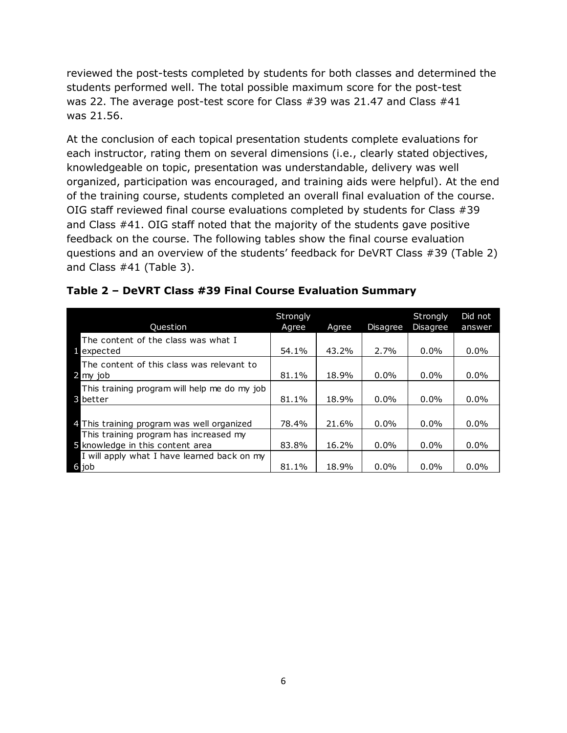reviewed the post-tests completed by students for both classes and determined the students performed well. The total possible maximum score for the post-test was 22. The average post-test score for Class #39 was 21.47 and Class #41 was 21.56.

At the conclusion of each topical presentation students complete evaluations for each instructor, rating them on several dimensions (i.e., clearly stated objectives, knowledgeable on topic, presentation was understandable, delivery was well organized, participation was encouraged, and training aids were helpful). At the end of the training course, students completed an overall final evaluation of the course. OIG staff reviewed final course evaluations completed by students for Class #39 and Class #41. OIG staff noted that the majority of the students gave positive feedback on the course. The following tables show the final course evaluation questions and an overview of the students' feedback for DeVRT Class #39 (Table 2) and Class #41 (Table 3).

**Table 2 – DeVRT Class #39 Final Course Evaluation Summary**

| | Question | Strongly Agree | Agree | Disagree | Strongly Disagree | Did not answer |
|---|---|---|---|---|---|---|
| 1 | The content of the class was what I expected | 54.1% | 43.2% | 2.7% | 0.0% | 0.0% |
| 2 | The content of this class was relevant to my job | 81.1% | 18.9% | 0.0% | 0.0% | 0.0% |
| 3 | This training program will help me do my job better | 81.1% | 18.9% | 0.0% | 0.0% | 0.0% |
| 4 | This training program was well organized | 78.4% | 21.6% | 0.0% | 0.0% | 0.0% |
| 5 | This training program has increased my knowledge in this content area | 83.8% | 16.2% | 0.0% | 0.0% | 0.0% |
| 6 | I will apply what I have learned back on my job | 81.1% | 18.9% | 0.0% | 0.0% | 0.0% |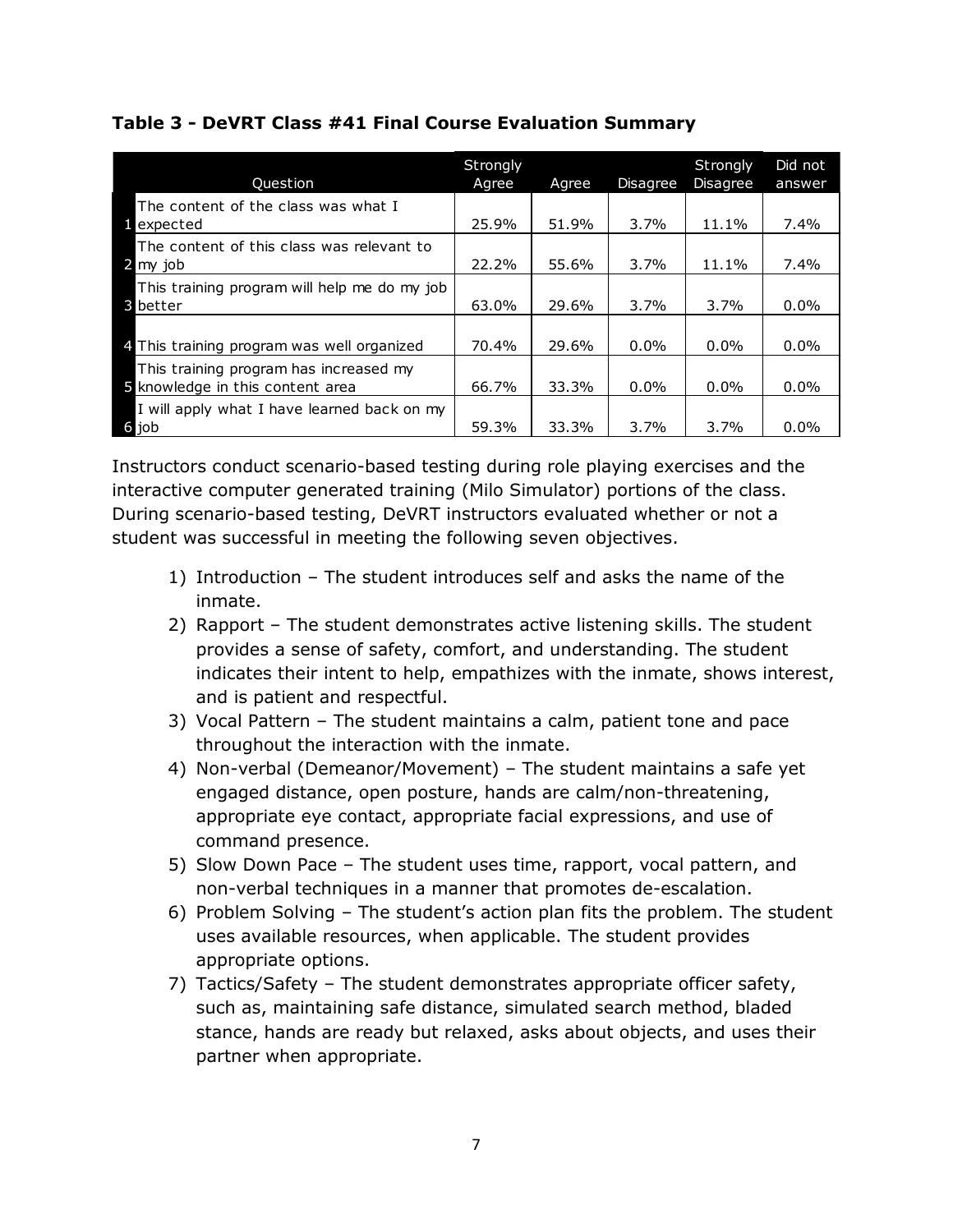**Table 3 - DeVRT Class #41 Final Course Evaluation Summary**

| | Question | Strongly Agree | Agree | Disagree | Strongly Disagree | Did not answer |
|---|---|---|---|---|---|---|
| 1 | The content of the class was what I expected | 25.9% | 51.9% | 3.7% | 11.1% | 7.4% |
| 2 | The content of this class was relevant to my job | 22.2% | 55.6% | 3.7% | 11.1% | 7.4% |
| 3 | This training program will help me do my job better | 63.0% | 29.6% | 3.7% | 3.7% | 0.0% |
| 4 | This training program was well organized | 70.4% | 29.6% | 0.0% | 0.0% | 0.0% |
| 5 | This training program has increased my knowledge in this content area | 66.7% | 33.3% | 0.0% | 0.0% | 0.0% |
| 6 | I will apply what I have learned back on my job | 59.3% | 33.3% | 3.7% | 3.7% | 0.0% |

Instructors conduct scenario-based testing during role playing exercises and the interactive computer generated training (Milo Simulator) portions of the class. During scenario-based testing, DeVRT instructors evaluated whether or not a student was successful in meeting the following seven objectives.

1) Introduction – The student introduces self and asks the name of the inmate.
2) Rapport – The student demonstrates active listening skills. The student provides a sense of safety, comfort, and understanding. The student indicates their intent to help, empathizes with the inmate, shows interest, and is patient and respectful.
3) Vocal Pattern – The student maintains a calm, patient tone and pace throughout the interaction with the inmate.
4) Non-verbal (Demeanor/Movement) – The student maintains a safe yet engaged distance, open posture, hands are calm/non-threatening, appropriate eye contact, appropriate facial expressions, and use of command presence.
5) Slow Down Pace – The student uses time, rapport, vocal pattern, and non-verbal techniques in a manner that promotes de-escalation.
6) Problem Solving – The student's action plan fits the problem. The student uses available resources, when applicable. The student provides appropriate options.
7) Tactics/Safety – The student demonstrates appropriate officer safety, such as, maintaining safe distance, simulated search method, bladed stance, hands are ready but relaxed, asks about objects, and uses their partner when appropriate.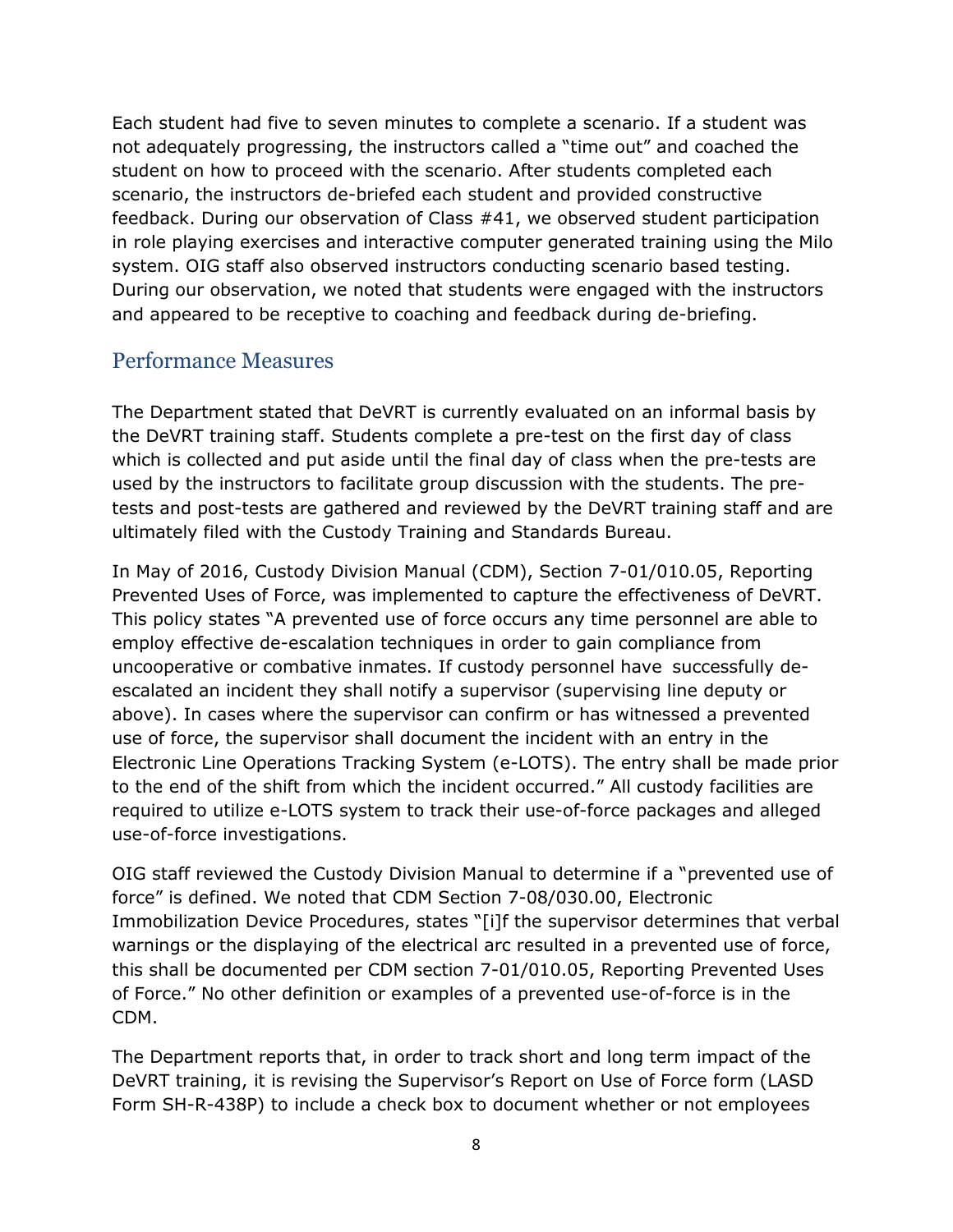Each student had five to seven minutes to complete a scenario. If a student was not adequately progressing, the instructors called a "time out" and coached the student on how to proceed with the scenario. After students completed each scenario, the instructors de-briefed each student and provided constructive feedback. During our observation of Class #41, we observed student participation in role playing exercises and interactive computer generated training using the Milo system. OIG staff also observed instructors conducting scenario based testing. During our observation, we noted that students were engaged with the instructors and appeared to be receptive to coaching and feedback during de-briefing.

## Performance Measures

The Department stated that DeVRT is currently evaluated on an informal basis by the DeVRT training staff. Students complete a pre-test on the first day of class which is collected and put aside until the final day of class when the pre-tests are used by the instructors to facilitate group discussion with the students. The pre-tests and post-tests are gathered and reviewed by the DeVRT training staff and are ultimately filed with the Custody Training and Standards Bureau.

In May of 2016, Custody Division Manual (CDM), Section 7-01/010.05, Reporting Prevented Uses of Force, was implemented to capture the effectiveness of DeVRT. This policy states "A prevented use of force occurs any time personnel are able to employ effective de-escalation techniques in order to gain compliance from uncooperative or combative inmates. If custody personnel have successfully de-escalated an incident they shall notify a supervisor (supervising line deputy or above). In cases where the supervisor can confirm or has witnessed a prevented use of force, the supervisor shall document the incident with an entry in the Electronic Line Operations Tracking System (e-LOTS). The entry shall be made prior to the end of the shift from which the incident occurred." All custody facilities are required to utilize e-LOTS system to track their use-of-force packages and alleged use-of-force investigations.

OIG staff reviewed the Custody Division Manual to determine if a "prevented use of force" is defined. We noted that CDM Section 7-08/030.00, Electronic Immobilization Device Procedures, states "[i]f the supervisor determines that verbal warnings or the displaying of the electrical arc resulted in a prevented use of force, this shall be documented per CDM section 7-01/010.05, Reporting Prevented Uses of Force." No other definition or examples of a prevented use-of-force is in the CDM.

The Department reports that, in order to track short and long term impact of the DeVRT training, it is revising the Supervisor's Report on Use of Force form (LASD Form SH-R-438P) to include a check box to document whether or not employees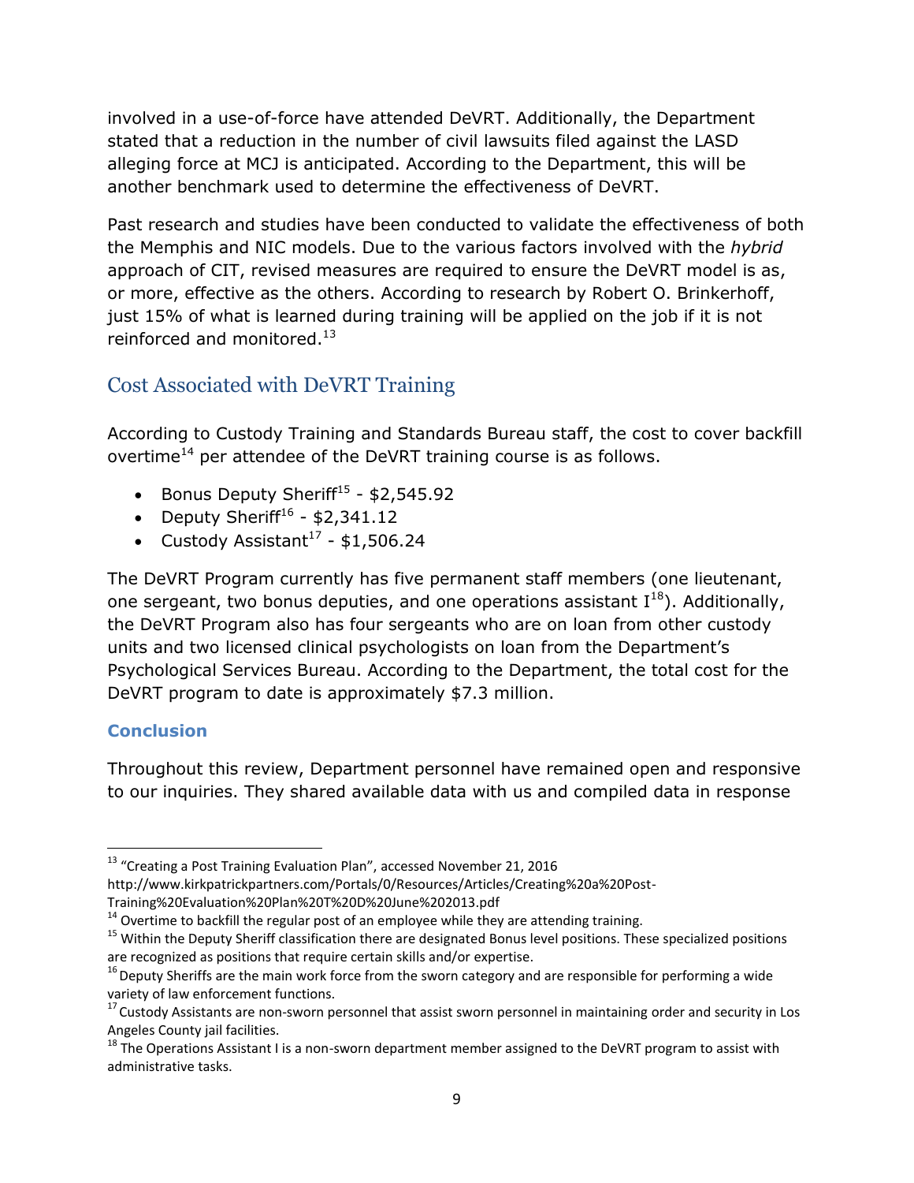involved in a use-of-force have attended DeVRT. Additionally, the Department stated that a reduction in the number of civil lawsuits filed against the LASD alleging force at MCJ is anticipated. According to the Department, this will be another benchmark used to determine the effectiveness of DeVRT.

Past research and studies have been conducted to validate the effectiveness of both the Memphis and NIC models. Due to the various factors involved with the *hybrid* approach of CIT, revised measures are required to ensure the DeVRT model is as, or more, effective as the others. According to research by Robert O. Brinkerhoff, just 15% of what is learned during training will be applied on the job if it is not reinforced and monitored.[13]

## Cost Associated with DeVRT Training

According to Custody Training and Standards Bureau staff, the cost to cover backfill overtime[14] per attendee of the DeVRT training course is as follows.

- Bonus Deputy Sheriff[15] - $2,545.92
- Deputy Sheriff[16] - $2,341.12
- Custody Assistant[17] - $1,506.24

The DeVRT Program currently has five permanent staff members (one lieutenant, one sergeant, two bonus deputies, and one operations assistant I[18]). Additionally, the DeVRT Program also has four sergeants who are on loan from other custody units and two licensed clinical psychologists on loan from the Department's Psychological Services Bureau. According to the Department, the total cost for the DeVRT program to date is approximately $7.3 million.

### Conclusion

Throughout this review, Department personnel have remained open and responsive to our inquiries. They shared available data with us and compiled data in response

---

[13] "Creating a Post Training Evaluation Plan", accessed November 21, 2016 http://www.kirkpatrickpartners.com/Portals/0/Resources/Articles/Creating%20a%20Post-Training%20Evaluation%20Plan%20T%20D%20June%202013.pdf

[14] Overtime to backfill the regular post of an employee while they are attending training.

[15] Within the Deputy Sheriff classification there are designated Bonus level positions. These specialized positions are recognized as positions that require certain skills and/or expertise.

[16] Deputy Sheriffs are the main work force from the sworn category and are responsible for performing a wide variety of law enforcement functions.

[17] Custody Assistants are non-sworn personnel that assist sworn personnel in maintaining order and security in Los Angeles County jail facilities.

[18] The Operations Assistant I is a non-sworn department member assigned to the DeVRT program to assist with administrative tasks.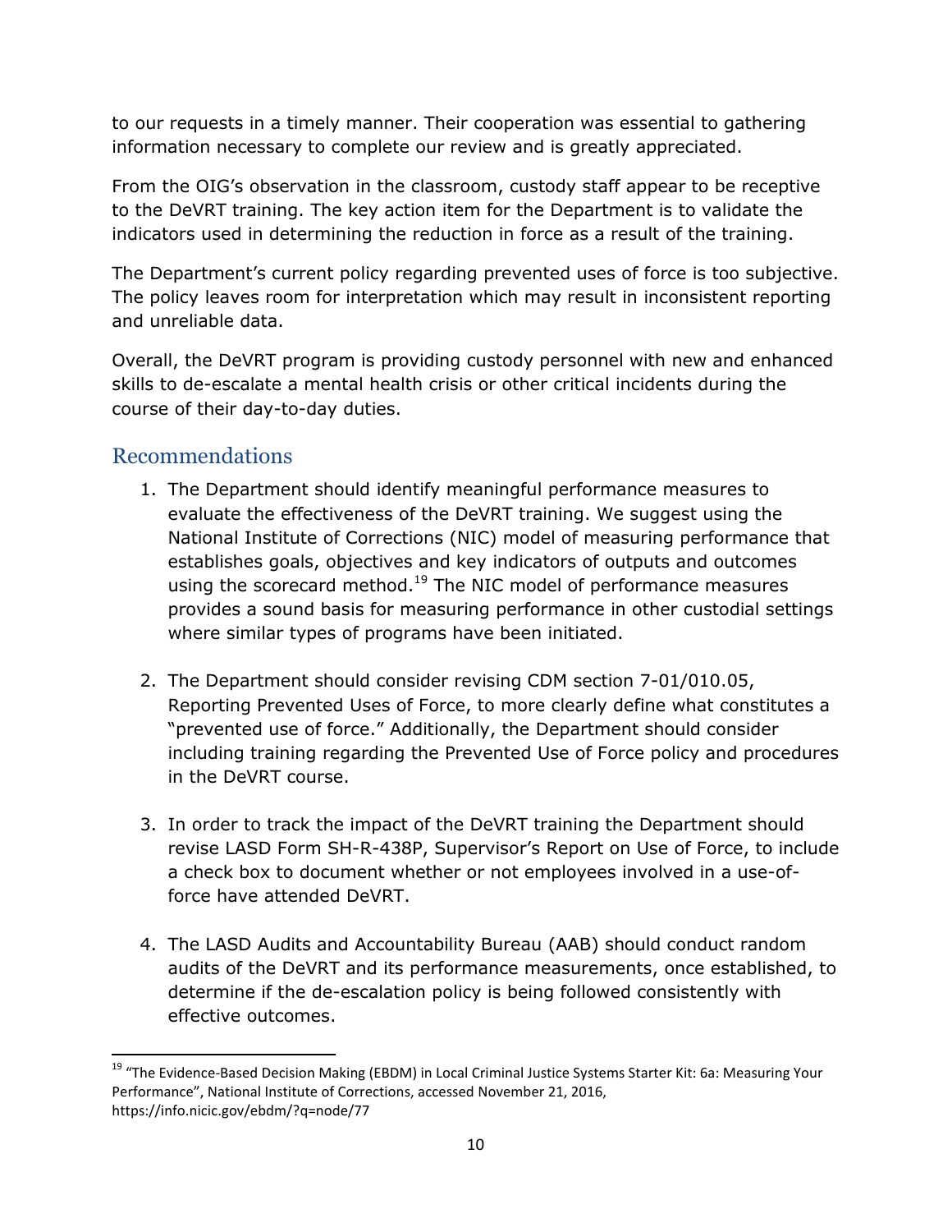to our requests in a timely manner. Their cooperation was essential to gathering information necessary to complete our review and is greatly appreciated.

From the OIG's observation in the classroom, custody staff appear to be receptive to the DeVRT training. The key action item for the Department is to validate the indicators used in determining the reduction in force as a result of the training.

The Department's current policy regarding prevented uses of force is too subjective. The policy leaves room for interpretation which may result in inconsistent reporting and unreliable data.

Overall, the DeVRT program is providing custody personnel with new and enhanced skills to de-escalate a mental health crisis or other critical incidents during the course of their day-to-day duties.

## Recommendations

1. The Department should identify meaningful performance measures to evaluate the effectiveness of the DeVRT training. We suggest using the National Institute of Corrections (NIC) model of measuring performance that establishes goals, objectives and key indicators of outputs and outcomes using the scorecard method.[19] The NIC model of performance measures provides a sound basis for measuring performance in other custodial settings where similar types of programs have been initiated.

2. The Department should consider revising CDM section 7-01/010.05, Reporting Prevented Uses of Force, to more clearly define what constitutes a "prevented use of force." Additionally, the Department should consider including training regarding the Prevented Use of Force policy and procedures in the DeVRT course.

3. In order to track the impact of the DeVRT training the Department should revise LASD Form SH-R-438P, Supervisor's Report on Use of Force, to include a check box to document whether or not employees involved in a use-of-force have attended DeVRT.

4. The LASD Audits and Accountability Bureau (AAB) should conduct random audits of the DeVRT and its performance measurements, once established, to determine if the de-escalation policy is being followed consistently with effective outcomes.

[19] "The Evidence-Based Decision Making (EBDM) in Local Criminal Justice Systems Starter Kit: 6a: Measuring Your Performance", National Institute of Corrections, accessed November 21, 2016, https://info.nicic.gov/ebdm/?q=node/77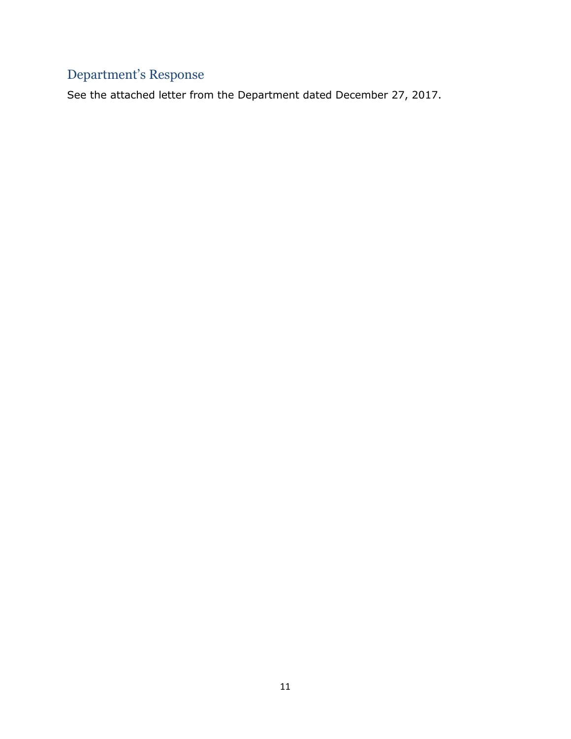## Department's Response

See the attached letter from the Department dated December 27, 2017.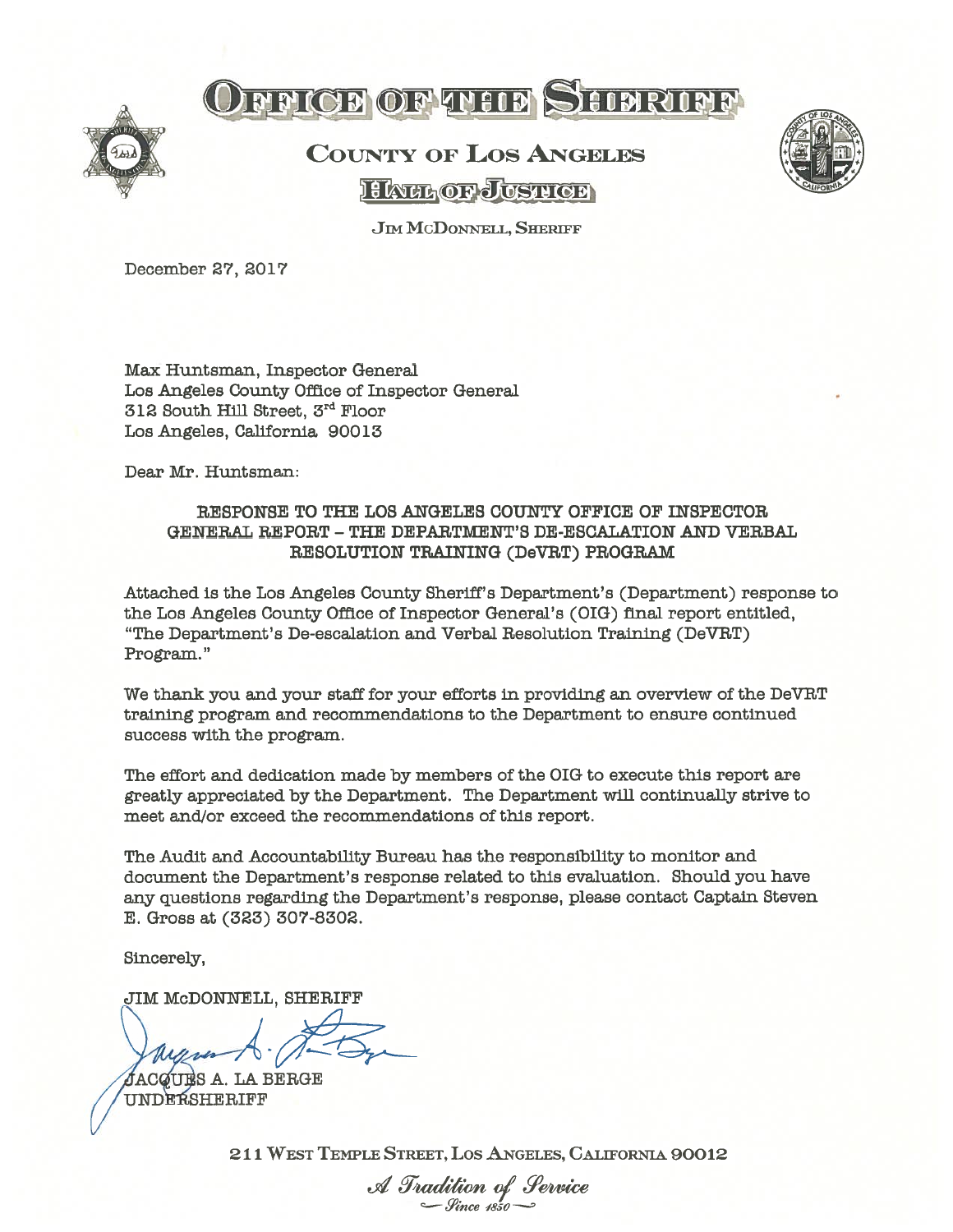# OFFICE OF THE SHERIFF

## COUNTY OF LOS ANGELES

### HALL OF JUSTICE

JIM McDONNELL, SHERIFF

December 27, 2017

Max Huntsman, Inspector General
Los Angeles County Office of Inspector General
312 South Hill Street, 3rd Floor
Los Angeles, California 90013

Dear Mr. Huntsman:

**RESPONSE TO THE LOS ANGELES COUNTY OFFICE OF INSPECTOR GENERAL REPORT – THE DEPARTMENT'S DE-ESCALATION AND VERBAL RESOLUTION TRAINING (DeVRT) PROGRAM**

Attached is the Los Angeles County Sheriff's Department's (Department) response to the Los Angeles County Office of Inspector General's (OIG) final report entitled, "The Department's De-escalation and Verbal Resolution Training (DeVRT) Program."

We thank you and your staff for your efforts in providing an overview of the DeVRT training program and recommendations to the Department to ensure continued success with the program.

The effort and dedication made by members of the OIG to execute this report are greatly appreciated by the Department. The Department will continually strive to meet and/or exceed the recommendations of this report.

The Audit and Accountability Bureau has the responsibility to monitor and document the Department's response related to this evaluation. Should you have any questions regarding the Department's response, please contact Captain Steven E. Gross at (323) 307-8302.

Sincerely,

JIM McDONNELL, SHERIFF

JACQUES A. LA BERGE
UNDERSHERIFF

211 WEST TEMPLE STREET, LOS ANGELES, CALIFORNIA 90012

*A Tradition of Service*
*Since 1850*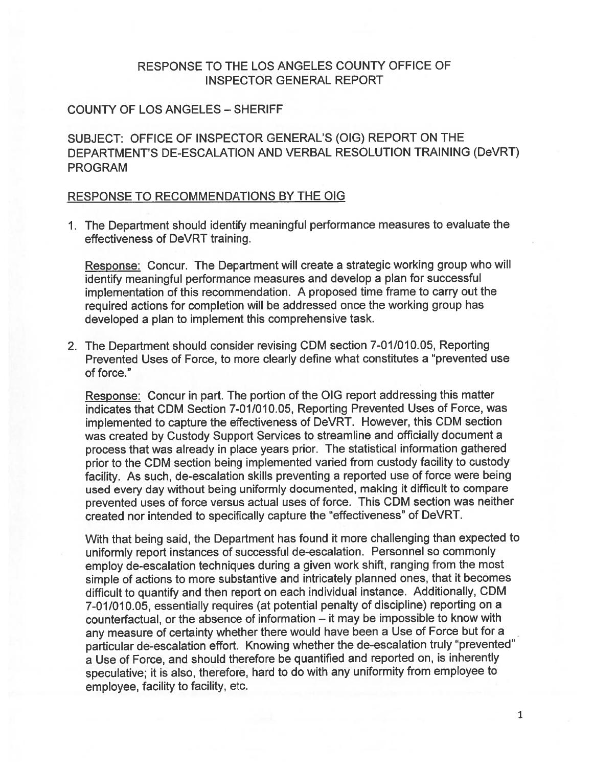# RESPONSE TO THE LOS ANGELES COUNTY OFFICE OF INSPECTOR GENERAL REPORT

COUNTY OF LOS ANGELES – SHERIFF

SUBJECT: OFFICE OF INSPECTOR GENERAL'S (OIG) REPORT ON THE DEPARTMENT'S DE-ESCALATION AND VERBAL RESOLUTION TRAINING (DeVRT) PROGRAM

## RESPONSE TO RECOMMENDATIONS BY THE OIG

1. The Department should identify meaningful performance measures to evaluate the effectiveness of DeVRT training.

   Response: Concur. The Department will create a strategic working group who will identify meaningful performance measures and develop a plan for successful implementation of this recommendation. A proposed time frame to carry out the required actions for completion will be addressed once the working group has developed a plan to implement this comprehensive task.

2. The Department should consider revising CDM section 7-01/010.05, Reporting Prevented Uses of Force, to more clearly define what constitutes a "prevented use of force."

   Response: Concur in part. The portion of the OIG report addressing this matter indicates that CDM Section 7-01/010.05, Reporting Prevented Uses of Force, was implemented to capture the effectiveness of DeVRT. However, this CDM section was created by Custody Support Services to streamline and officially document a process that was already in place years prior. The statistical information gathered prior to the CDM section being implemented varied from custody facility to custody facility. As such, de-escalation skills preventing a reported use of force were being used every day without being uniformly documented, making it difficult to compare prevented uses of force versus actual uses of force. This CDM section was neither created nor intended to specifically capture the "effectiveness" of DeVRT.

   With that being said, the Department has found it more challenging than expected to uniformly report instances of successful de-escalation. Personnel so commonly employ de-escalation techniques during a given work shift, ranging from the most simple of actions to more substantive and intricately planned ones, that it becomes difficult to quantify and then report on each individual instance. Additionally, CDM 7-01/010.05, essentially requires (at potential penalty of discipline) reporting on a counterfactual, or the absence of information – it may be impossible to know with any measure of certainty whether there would have been a Use of Force but for a particular de-escalation effort. Knowing whether the de-escalation truly "prevented" a Use of Force, and should therefore be quantified and reported on, is inherently speculative; it is also, therefore, hard to do with any uniformity from employee to employee, facility to facility, etc.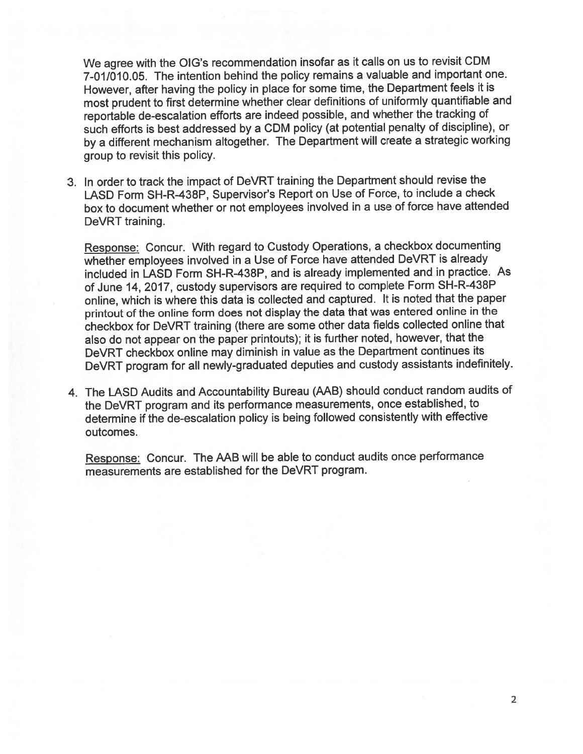We agree with the OIG's recommendation insofar as it calls on us to revisit CDM 7-01/010.05. The intention behind the policy remains a valuable and important one. However, after having the policy in place for some time, the Department feels it is most prudent to first determine whether clear definitions of uniformly quantifiable and reportable de-escalation efforts are indeed possible, and whether the tracking of such efforts is best addressed by a CDM policy (at potential penalty of discipline), or by a different mechanism altogether. The Department will create a strategic working group to revisit this policy.

3. In order to track the impact of DeVRT training the Department should revise the LASD Form SH-R-438P, Supervisor's Report on Use of Force, to include a check box to document whether or not employees involved in a use of force have attended DeVRT training.

   Response: Concur. With regard to Custody Operations, a checkbox documenting whether employees involved in a Use of Force have attended DeVRT is already included in LASD Form SH-R-438P, and is already implemented and in practice. As of June 14, 2017, custody supervisors are required to complete Form SH-R-438P online, which is where this data is collected and captured. It is noted that the paper printout of the online form does not display the data that was entered online in the checkbox for DeVRT training (there are some other data fields collected online that also do not appear on the paper printouts); it is further noted, however, that the DeVRT checkbox online may diminish in value as the Department continues its DeVRT program for all newly-graduated deputies and custody assistants indefinitely.

4. The LASD Audits and Accountability Bureau (AAB) should conduct random audits of the DeVRT program and its performance measurements, once established, to determine if the de-escalation policy is being followed consistently with effective outcomes.

   Response: Concur. The AAB will be able to conduct audits once performance measurements are established for the DeVRT program.